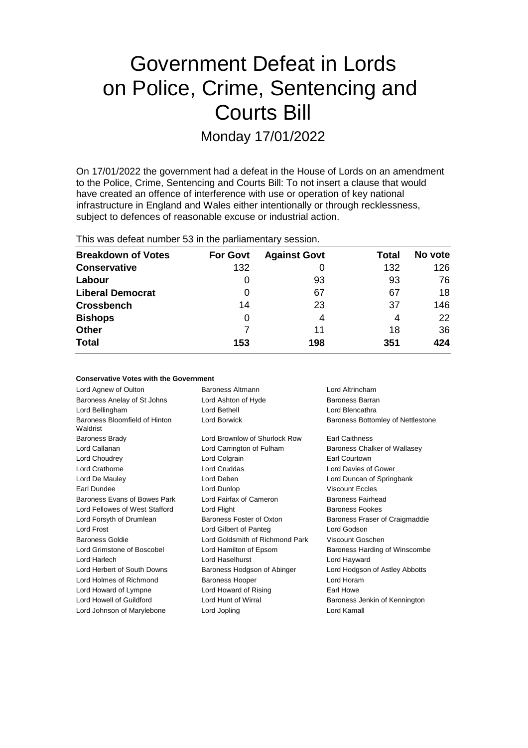# Government Defeat in Lords on Police, Crime, Sentencing and Courts Bill

Monday 17/01/2022

On 17/01/2022 the government had a defeat in the House of Lords on an amendment to the Police, Crime, Sentencing and Courts Bill: To not insert a clause that would have created an offence of interference with use or operation of key national infrastructure in England and Wales either intentionally or through recklessness, subject to defences of reasonable excuse or industrial action.

This was defeat number 53 in the parliamentary session.

| Breakdown of Votes | For Govt | Against Govt | Total | No vote |
|---|---|---|---|---|
| Conservative | 132 | 0 | 132 | 126 |
| Labour | 0 | 93 | 93 | 76 |
| Liberal Democrat | 0 | 67 | 67 | 18 |
| Crossbench | 14 | 23 | 37 | 146 |
| Bishops | 0 | 4 | 4 | 22 |
| Other | 7 | 11 | 18 | 36 |
| **Total** | **153** | **198** | **351** | **424** |

### Conservative Votes with the Government

| | | |
|---|---|---|
| Lord Agnew of Oulton | Baroness Altmann | Lord Altrincham |
| Baroness Anelay of St Johns | Lord Ashton of Hyde | Baroness Barran |
| Lord Bellingham | Lord Bethell | Lord Blencathra |
| Baroness Bloomfield of Hinton Waldrist | Lord Borwick | Baroness Bottomley of Nettlestone |
| Baroness Brady | Lord Brownlow of Shurlock Row | Earl Caithness |
| Lord Callanan | Lord Carrington of Fulham | Baroness Chalker of Wallasey |
| Lord Choudrey | Lord Colgrain | Earl Courtown |
| Lord Crathorne | Lord Cruddas | Lord Davies of Gower |
| Lord De Mauley | Lord Deben | Lord Duncan of Springbank |
| Earl Dundee | Lord Dunlop | Viscount Eccles |
| Baroness Evans of Bowes Park | Lord Fairfax of Cameron | Baroness Fairhead |
| Lord Fellowes of West Stafford | Lord Flight | Baroness Fookes |
| Lord Forsyth of Drumlean | Baroness Foster of Oxton | Baroness Fraser of Craigmaddie |
| Lord Frost | Lord Gilbert of Panteg | Lord Godson |
| Baroness Goldie | Lord Goldsmith of Richmond Park | Viscount Goschen |
| Lord Grimstone of Boscobel | Lord Hamilton of Epsom | Baroness Harding of Winscombe |
| Lord Harlech | Lord Haselhurst | Lord Hayward |
| Lord Herbert of South Downs | Baroness Hodgson of Abinger | Lord Hodgson of Astley Abbotts |
| Lord Holmes of Richmond | Baroness Hooper | Lord Horam |
| Lord Howard of Lympne | Lord Howard of Rising | Earl Howe |
| Lord Howell of Guildford | Lord Hunt of Wirral | Baroness Jenkin of Kennington |
| Lord Johnson of Marylebone | Lord Jopling | Lord Kamall |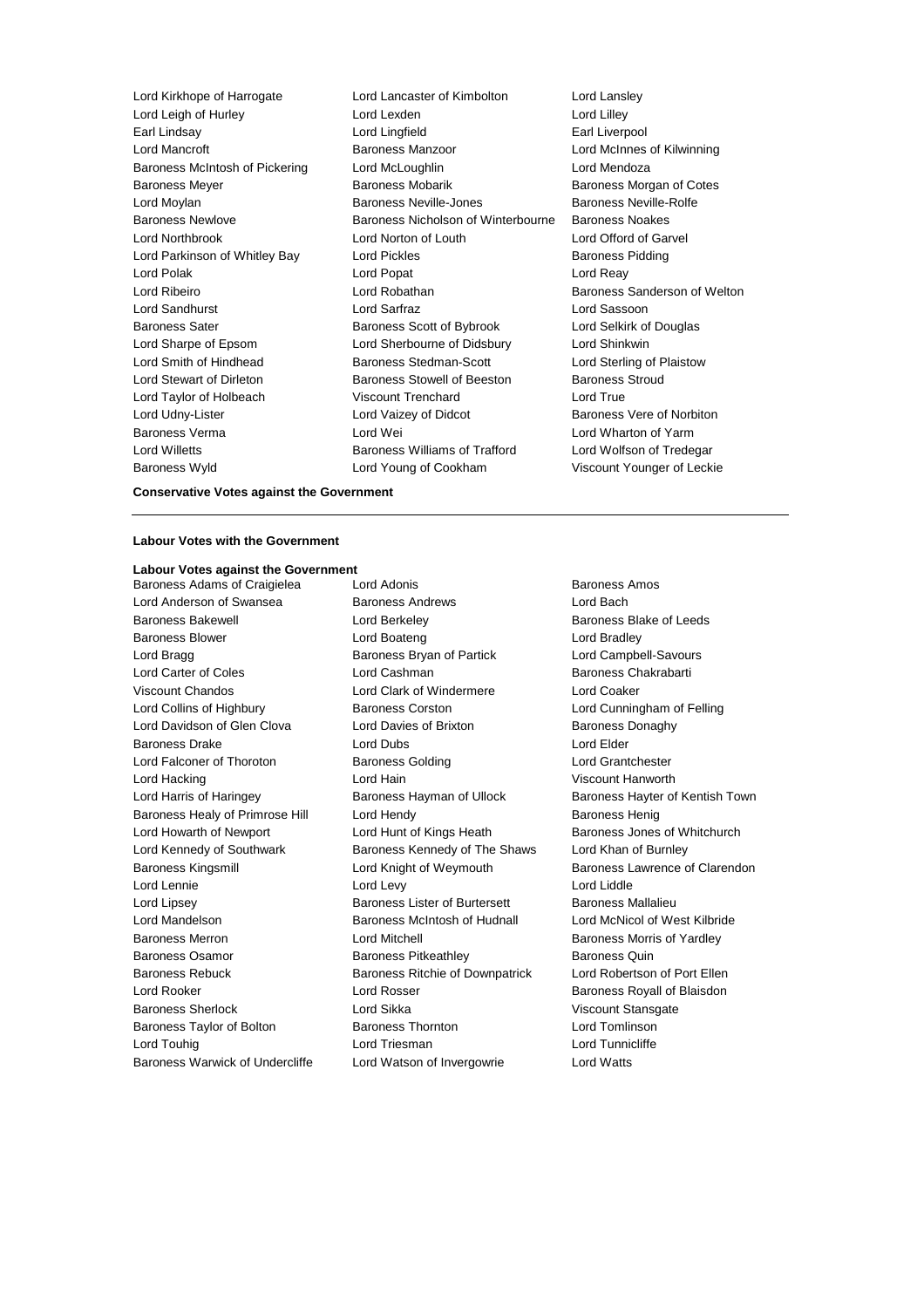Lord Kirkhope of Harrogate
Lord Lancaster of Kimbolton
Lord Lansley
Lord Leigh of Hurley
Lord Lexden
Lord Lilley
Earl Lindsay
Lord Lingfield
Earl Liverpool
Lord Mancroft
Baroness Manzoor
Lord McInnes of Kilwinning
Baroness McIntosh of Pickering
Lord McLoughlin
Lord Mendoza
Baroness Meyer
Baroness Mobarik
Baroness Morgan of Cotes
Lord Moylan
Baroness Neville-Jones
Baroness Neville-Rolfe
Baroness Newlove
Baroness Nicholson of Winterbourne
Baroness Noakes
Lord Northbrook
Lord Norton of Louth
Lord Offord of Garvel
Lord Parkinson of Whitley Bay
Lord Pickles
Baroness Pidding
Lord Polak
Lord Popat
Lord Reay
Lord Ribeiro
Lord Robathan
Baroness Sanderson of Welton
Lord Sandhurst
Lord Sarfraz
Lord Sassoon
Baroness Sater
Baroness Scott of Bybrook
Lord Selkirk of Douglas
Lord Sharpe of Epsom
Lord Sherbourne of Didsbury
Lord Shinkwin
Lord Smith of Hindhead
Baroness Stedman-Scott
Lord Sterling of Plaistow
Lord Stewart of Dirleton
Baroness Stowell of Beeston
Baroness Stroud
Lord Taylor of Holbeach
Viscount Trenchard
Lord True
Lord Udny-Lister
Lord Vaizey of Didcot
Baroness Vere of Norbiton
Baroness Verma
Lord Wei
Lord Wharton of Yarm
Lord Willetts
Baroness Williams of Trafford
Lord Wolfson of Tredegar
Baroness Wyld
Lord Young of Cookham
Viscount Younger of Leckie

**Conservative Votes against the Government**

---

**Labour Votes with the Government**

**Labour Votes against the Government**

Baroness Adams of Craigielea
Lord Adonis
Baroness Amos
Lord Anderson of Swansea
Baroness Andrews
Lord Bach
Baroness Bakewell
Lord Berkeley
Baroness Blake of Leeds
Baroness Blower
Lord Boateng
Lord Bradley
Lord Bragg
Baroness Bryan of Partick
Lord Campbell-Savours
Lord Carter of Coles
Lord Cashman
Baroness Chakrabarti
Viscount Chandos
Lord Clark of Windermere
Lord Coaker
Lord Collins of Highbury
Baroness Corston
Lord Cunningham of Felling
Lord Davidson of Glen Clova
Lord Davies of Brixton
Baroness Donaghy
Baroness Drake
Lord Dubs
Lord Elder
Lord Falconer of Thoroton
Baroness Golding
Lord Grantchester
Lord Hacking
Lord Hain
Viscount Hanworth
Lord Harris of Haringey
Baroness Hayman of Ullock
Baroness Hayter of Kentish Town
Baroness Healy of Primrose Hill
Lord Hendy
Baroness Henig
Lord Howarth of Newport
Lord Hunt of Kings Heath
Baroness Jones of Whitchurch
Lord Kennedy of Southwark
Baroness Kennedy of The Shaws
Lord Khan of Burnley
Baroness Kingsmill
Lord Knight of Weymouth
Baroness Lawrence of Clarendon
Lord Lennie
Lord Levy
Lord Liddle
Lord Lipsey
Baroness Lister of Burtersett
Baroness Mallalieu
Lord Mandelson
Baroness McIntosh of Hudnall
Lord McNicol of West Kilbride
Baroness Merron
Lord Mitchell
Baroness Morris of Yardley
Baroness Osamor
Baroness Pitkeathley
Baroness Quin
Baroness Rebuck
Baroness Ritchie of Downpatrick
Lord Robertson of Port Ellen
Lord Rooker
Lord Rosser
Baroness Royall of Blaisdon
Baroness Sherlock
Lord Sikka
Viscount Stansgate
Baroness Taylor of Bolton
Baroness Thornton
Lord Tomlinson
Lord Touhig
Lord Triesman
Lord Tunnicliffe
Baroness Warwick of Undercliffe
Lord Watson of Invergowrie
Lord Watts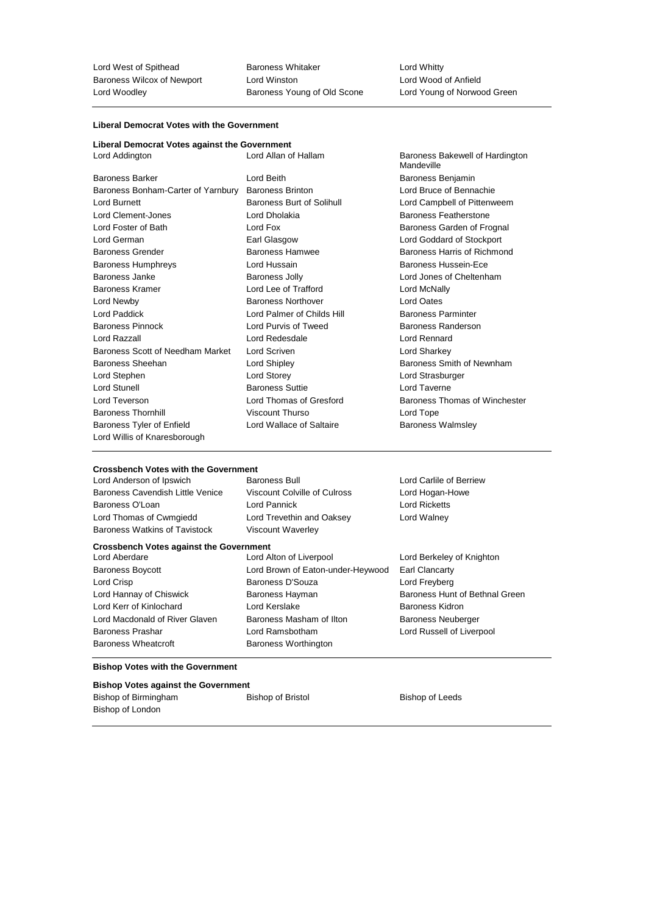Lord West of Spithead
Baroness Whitaker
Lord Whitty
Baroness Wilcox of Newport
Lord Winston
Lord Wood of Anfield
Lord Woodley
Baroness Young of Old Scone
Lord Young of Norwood Green

**Liberal Democrat Votes with the Government**

**Liberal Democrat Votes against the Government**

Lord Addington
Lord Allan of Hallam
Baroness Bakewell of Hardington Mandeville
Baroness Barker
Lord Beith
Baroness Benjamin
Baroness Bonham-Carter of Yarnbury
Baroness Brinton
Lord Bruce of Bennachie
Lord Burnett
Baroness Burt of Solihull
Lord Campbell of Pittenweem
Lord Clement-Jones
Lord Dholakia
Baroness Featherstone
Lord Foster of Bath
Lord Fox
Baroness Garden of Frognal
Lord German
Earl Glasgow
Lord Goddard of Stockport
Baroness Grender
Baroness Hamwee
Baroness Harris of Richmond
Baroness Humphreys
Lord Hussain
Baroness Hussein-Ece
Baroness Janke
Baroness Jolly
Lord Jones of Cheltenham
Baroness Kramer
Lord Lee of Trafford
Lord McNally
Lord Newby
Baroness Northover
Lord Oates
Lord Paddick
Lord Palmer of Childs Hill
Baroness Parminter
Baroness Pinnock
Lord Purvis of Tweed
Baroness Randerson
Lord Razzall
Lord Redesdale
Lord Rennard
Baroness Scott of Needham Market
Lord Scriven
Lord Sharkey
Baroness Sheehan
Lord Shipley
Baroness Smith of Newnham
Lord Stephen
Lord Storey
Lord Strasburger
Lord Stunell
Baroness Suttie
Lord Taverne
Lord Teverson
Lord Thomas of Gresford
Baroness Thomas of Winchester
Baroness Thornhill
Viscount Thurso
Lord Tope
Baroness Tyler of Enfield
Lord Wallace of Saltaire
Baroness Walmsley
Lord Willis of Knaresborough

**Crossbench Votes with the Government**

Lord Anderson of Ipswich
Baroness Bull
Lord Carlile of Berriew
Baroness Cavendish Little Venice
Viscount Colville of Culross
Lord Hogan-Howe
Baroness O'Loan
Lord Pannick
Lord Ricketts
Lord Thomas of Cwmgiedd
Lord Trevethin and Oaksey
Lord Walney
Baroness Watkins of Tavistock
Viscount Waverley

**Crossbench Votes against the Government**

Lord Aberdare
Lord Alton of Liverpool
Lord Berkeley of Knighton
Baroness Boycott
Lord Brown of Eaton-under-Heywood
Earl Clancarty
Lord Crisp
Baroness D'Souza
Lord Freyberg
Lord Hannay of Chiswick
Baroness Hayman
Baroness Hunt of Bethnal Green
Lord Kerr of Kinlochard
Lord Kerslake
Baroness Kidron
Lord Macdonald of River Glaven
Baroness Masham of Ilton
Baroness Neuberger
Baroness Prashar
Lord Ramsbotham
Lord Russell of Liverpool
Baroness Wheatcroft
Baroness Worthington

**Bishop Votes with the Government**

**Bishop Votes against the Government**

Bishop of Birmingham
Bishop of Bristol
Bishop of Leeds
Bishop of London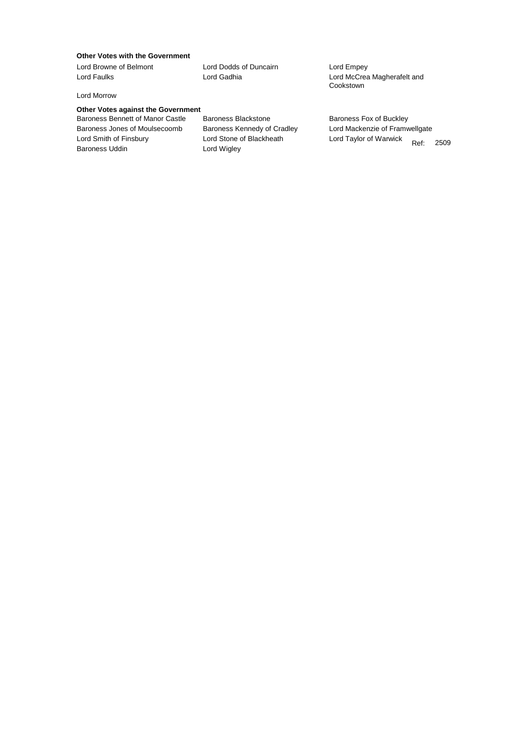**Other Votes with the Government**

Lord Browne of Belmont
Lord Dodds of Duncairn
Lord Empey
Lord Faulks
Lord Gadhia
Lord McCrea Magherafelt and Cookstown
Lord Morrow

**Other Votes against the Government**

Baroness Bennett of Manor Castle
Baroness Blackstone
Baroness Fox of Buckley
Baroness Jones of Moulsecoomb
Baroness Kennedy of Cradley
Lord Mackenzie of Framwellgate
Lord Smith of Finsbury
Lord Stone of Blackheath
Lord Taylor of Warwick
Baroness Uddin
Lord Wigley

Ref: 2509